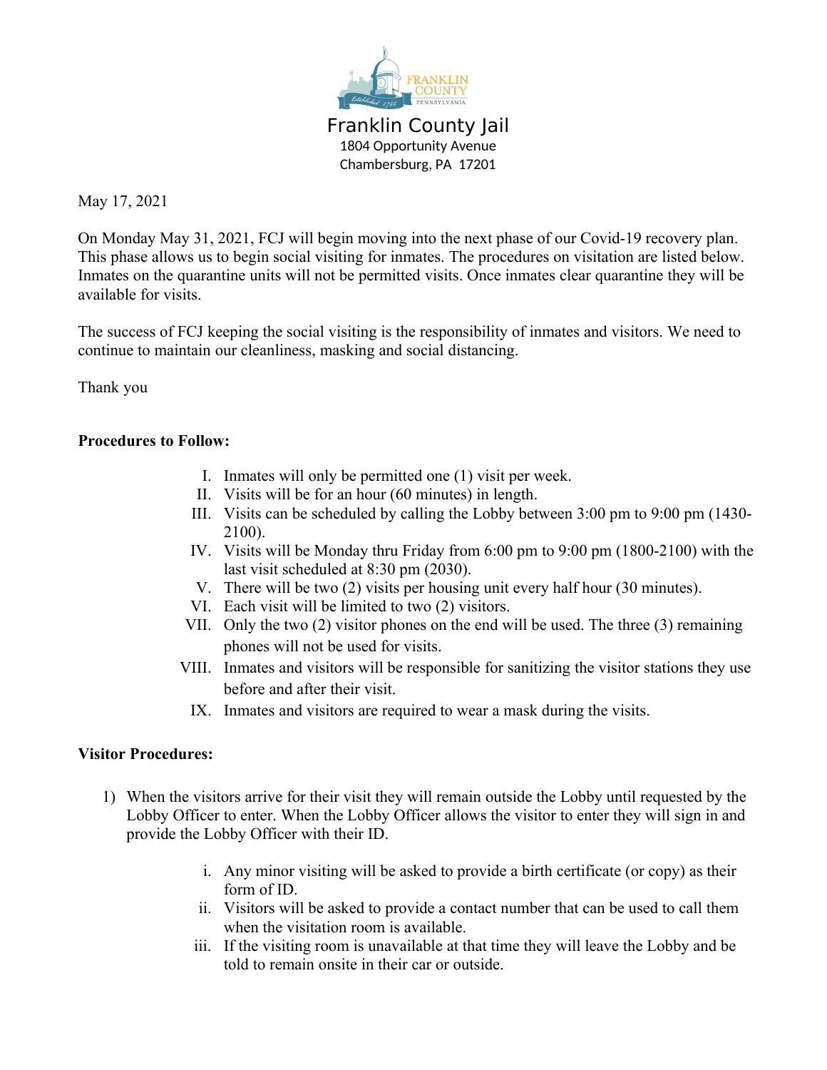# Franklin County Jail

1804 Opportunity Avenue
Chambersburg, PA 17201

May 17, 2021

On Monday May 31, 2021, FCJ will begin moving into the next phase of our Covid-19 recovery plan. This phase allows us to begin social visiting for inmates. The procedures on visitation are listed below. Inmates on the quarantine units will not be permitted visits. Once inmates clear quarantine they will be available for visits.

The success of FCJ keeping the social visiting is the responsibility of inmates and visitors. We need to continue to maintain our cleanliness, masking and social distancing.

Thank you

**Procedures to Follow:**

I. Inmates will only be permitted one (1) visit per week.
II. Visits will be for an hour (60 minutes) in length.
III. Visits can be scheduled by calling the Lobby between 3:00 pm to 9:00 pm (1430-2100).
IV. Visits will be Monday thru Friday from 6:00 pm to 9:00 pm (1800-2100) with the last visit scheduled at 8:30 pm (2030).
V. There will be two (2) visits per housing unit every half hour (30 minutes).
VI. Each visit will be limited to two (2) visitors.
VII. Only the two (2) visitor phones on the end will be used. The three (3) remaining phones will not be used for visits.
VIII. Inmates and visitors will be responsible for sanitizing the visitor stations they use before and after their visit.
IX. Inmates and visitors are required to wear a mask during the visits.

**Visitor Procedures:**

1) When the visitors arrive for their visit they will remain outside the Lobby until requested by the Lobby Officer to enter. When the Lobby Officer allows the visitor to enter they will sign in and provide the Lobby Officer with their ID.

    i. Any minor visiting will be asked to provide a birth certificate (or copy) as their form of ID.
    ii. Visitors will be asked to provide a contact number that can be used to call them when the visitation room is available.
    iii. If the visiting room is unavailable at that time they will leave the Lobby and be told to remain onsite in their car or outside.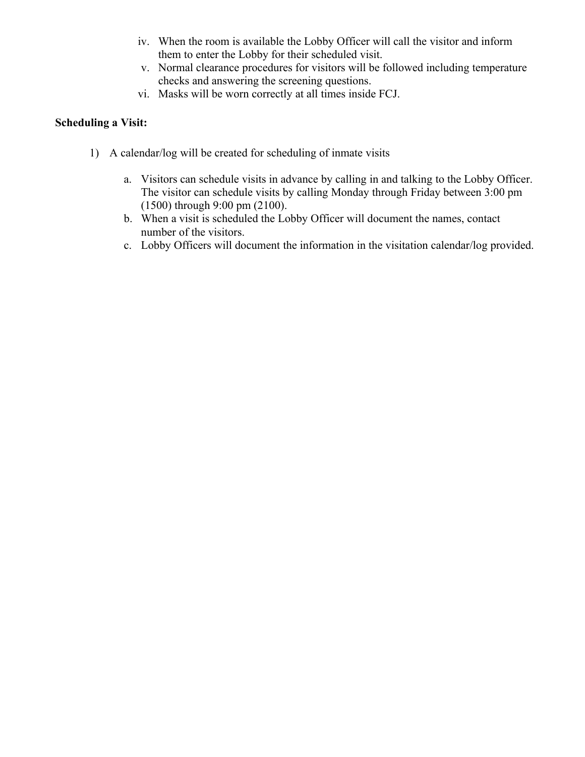iv. When the room is available the Lobby Officer will call the visitor and inform them to enter the Lobby for their scheduled visit.

v. Normal clearance procedures for visitors will be followed including temperature checks and answering the screening questions.

vi. Masks will be worn correctly at all times inside FCJ.

**Scheduling a Visit:**

1) A calendar/log will be created for scheduling of inmate visits

   a. Visitors can schedule visits in advance by calling in and talking to the Lobby Officer. The visitor can schedule visits by calling Monday through Friday between 3:00 pm (1500) through 9:00 pm (2100).

   b. When a visit is scheduled the Lobby Officer will document the names, contact number of the visitors.

   c. Lobby Officers will document the information in the visitation calendar/log provided.